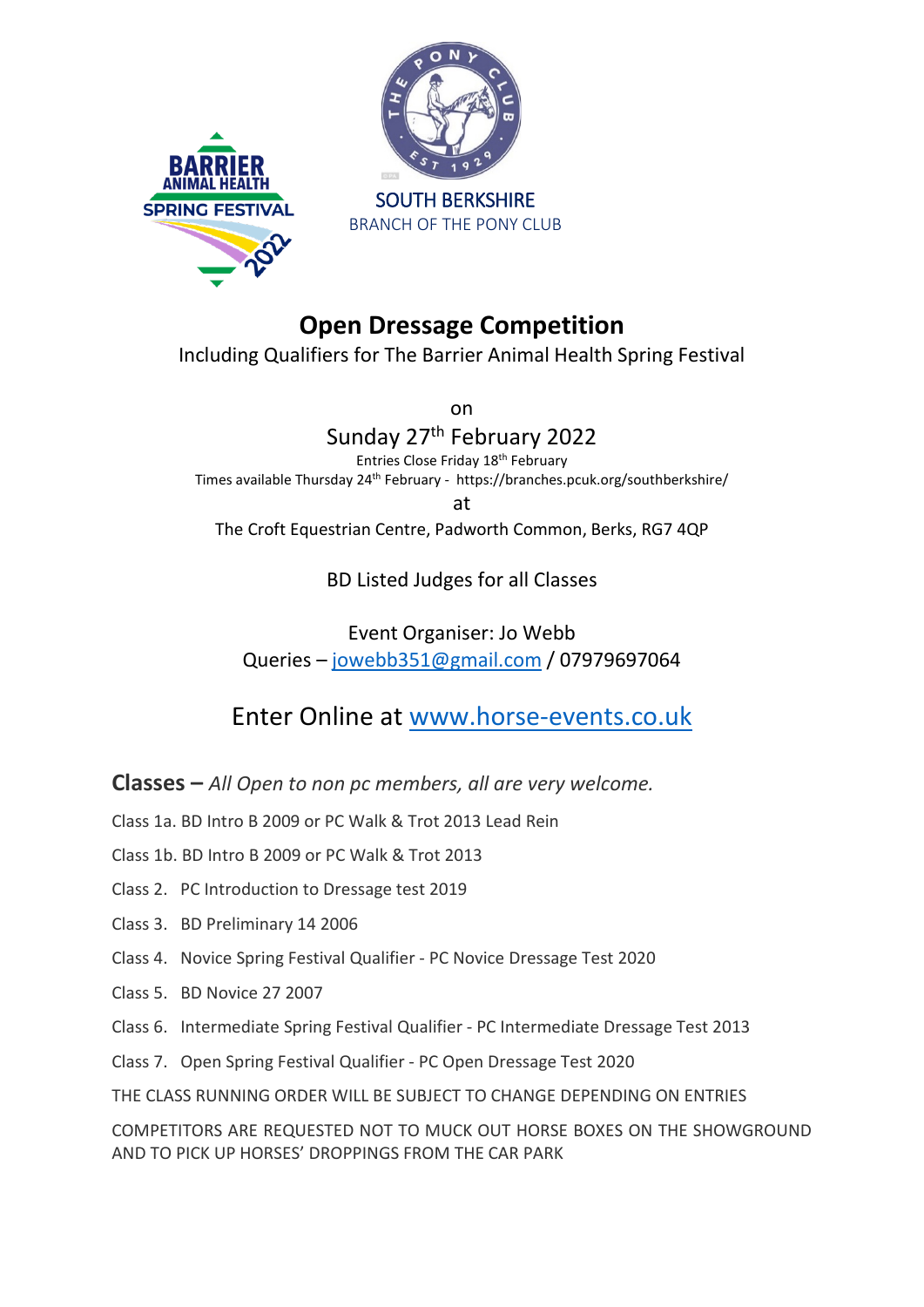BARRIER ANIMAL HEALTH SPRING FESTIVAL 2022

THE PONY CLUB EST 1929

SOUTH BERKSHIRE
BRANCH OF THE PONY CLUB

# Open Dressage Competition

Including Qualifiers for The Barrier Animal Health Spring Festival

on

Sunday 27th February 2022

Entries Close Friday 18th February

Times available Thursday 24th February - https://branches.pcuk.org/southberkshire/

at

The Croft Equestrian Centre, Padworth Common, Berks, RG7 4QP

BD Listed Judges for all Classes

Event Organiser: Jo Webb

Queries – jowebb351@gmail.com / 07979697064

## Enter Online at www.horse-events.co.uk

**Classes –** *All Open to non pc members, all are very welcome.*

Class 1a. BD Intro B 2009 or PC Walk & Trot 2013 Lead Rein

Class 1b. BD Intro B 2009 or PC Walk & Trot 2013

Class 2. PC Introduction to Dressage test 2019

Class 3. BD Preliminary 14 2006

Class 4. Novice Spring Festival Qualifier - PC Novice Dressage Test 2020

Class 5. BD Novice 27 2007

Class 6. Intermediate Spring Festival Qualifier - PC Intermediate Dressage Test 2013

Class 7. Open Spring Festival Qualifier - PC Open Dressage Test 2020

THE CLASS RUNNING ORDER WILL BE SUBJECT TO CHANGE DEPENDING ON ENTRIES

COMPETITORS ARE REQUESTED NOT TO MUCK OUT HORSE BOXES ON THE SHOWGROUND AND TO PICK UP HORSES' DROPPINGS FROM THE CAR PARK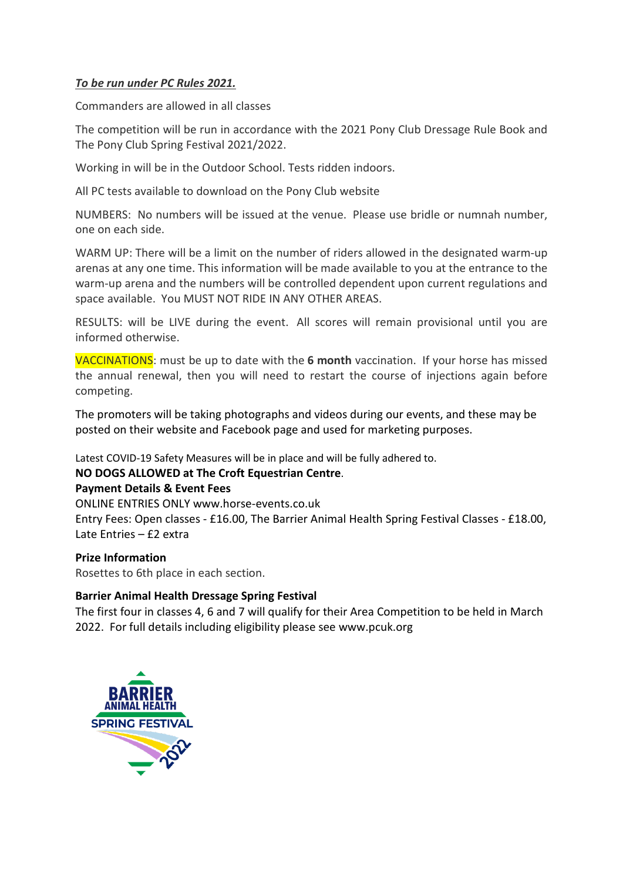***To be run under PC Rules 2021.***

Commanders are allowed in all classes

The competition will be run in accordance with the 2021 Pony Club Dressage Rule Book and The Pony Club Spring Festival 2021/2022.

Working in will be in the Outdoor School. Tests ridden indoors.

All PC tests available to download on the Pony Club website

NUMBERS: No numbers will be issued at the venue. Please use bridle or numnah number, one on each side.

WARM UP: There will be a limit on the number of riders allowed in the designated warm-up arenas at any one time. This information will be made available to you at the entrance to the warm-up arena and the numbers will be controlled dependent upon current regulations and space available. You MUST NOT RIDE IN ANY OTHER AREAS.

RESULTS: will be LIVE during the event. All scores will remain provisional until you are informed otherwise.

VACCINATIONS: must be up to date with the **6 month** vaccination. If your horse has missed the annual renewal, then you will need to restart the course of injections again before competing.

The promoters will be taking photographs and videos during our events, and these may be posted on their website and Facebook page and used for marketing purposes.

Latest COVID-19 Safety Measures will be in place and will be fully adhered to.

**NO DOGS ALLOWED at The Croft Equestrian Centre**.

**Payment Details & Event Fees**

ONLINE ENTRIES ONLY www.horse-events.co.uk

Entry Fees: Open classes - £16.00, The Barrier Animal Health Spring Festival Classes - £18.00, Late Entries – £2 extra

**Prize Information**

Rosettes to 6th place in each section.

**Barrier Animal Health Dressage Spring Festival**

The first four in classes 4, 6 and 7 will qualify for their Area Competition to be held in March 2022. For full details including eligibility please see www.pcuk.org

BARRIER ANIMAL HEALTH SPRING FESTIVAL 2022